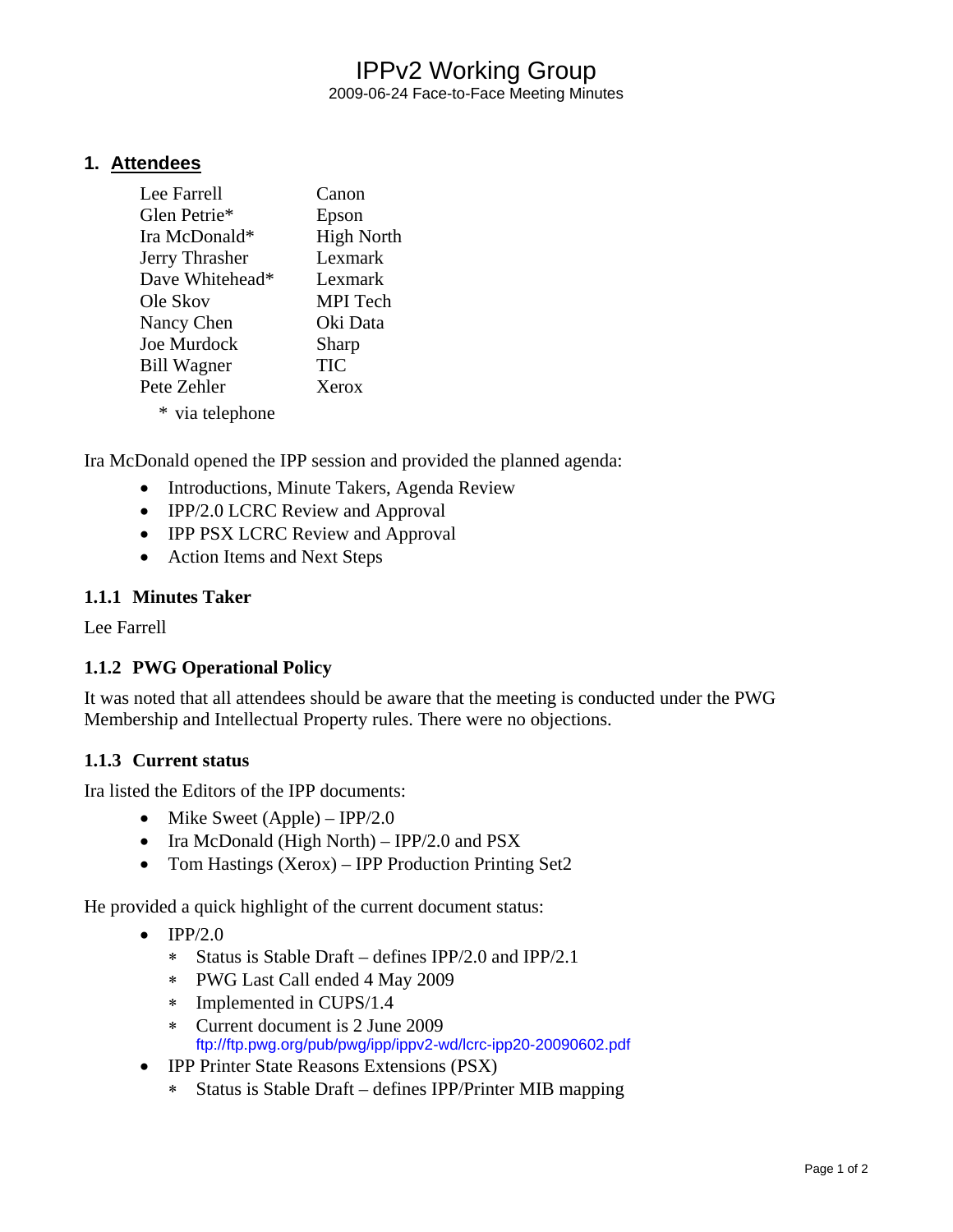# IPPv2 Working Group

2009-06-24 Face-to-Face Meeting Minutes

## 1. Attendees

| | |
|---|---|
| Lee Farrell | Canon |
| Glen Petrie* | Epson |
| Ira McDonald* | High North |
| Jerry Thrasher | Lexmark |
| Dave Whitehead* | Lexmark |
| Ole Skov | MPI Tech |
| Nancy Chen | Oki Data |
| Joe Murdock | Sharp |
| Bill Wagner | TIC |
| Pete Zehler | Xerox |

\* via telephone

Ira McDonald opened the IPP session and provided the planned agenda:

- Introductions, Minute Takers, Agenda Review
- IPP/2.0 LCRC Review and Approval
- IPP PSX LCRC Review and Approval
- Action Items and Next Steps

### 1.1.1 Minutes Taker

Lee Farrell

### 1.1.2 PWG Operational Policy

It was noted that all attendees should be aware that the meeting is conducted under the PWG Membership and Intellectual Property rules. There were no objections.

### 1.1.3 Current status

Ira listed the Editors of the IPP documents:

- Mike Sweet (Apple) – IPP/2.0
- Ira McDonald (High North) – IPP/2.0 and PSX
- Tom Hastings (Xerox) – IPP Production Printing Set2

He provided a quick highlight of the current document status:

- IPP/2.0
  - Status is Stable Draft – defines IPP/2.0 and IPP/2.1
  - PWG Last Call ended 4 May 2009
  - Implemented in CUPS/1.4
  - Current document is 2 June 2009
    ftp://ftp.pwg.org/pub/pwg/ipp/ippv2-wd/lcrc-ipp20-20090602.pdf
- IPP Printer State Reasons Extensions (PSX)
  - Status is Stable Draft – defines IPP/Printer MIB mapping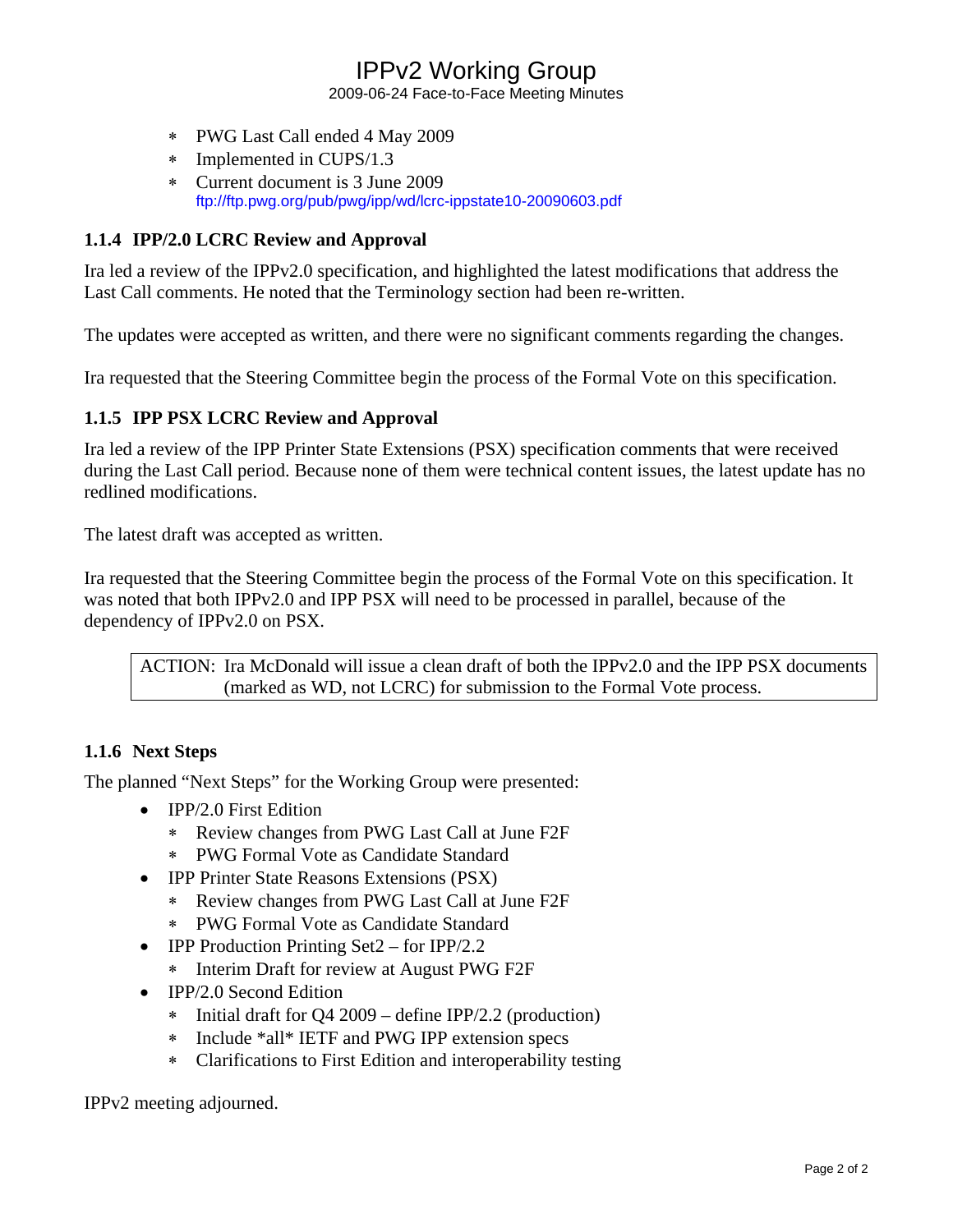* PWG Last Call ended 4 May 2009
* Implemented in CUPS/1.3
* Current document is 3 June 2009
ftp://ftp.pwg.org/pub/pwg/ipp/wd/lcrc-ippstate10-20090603.pdf

### 1.1.4 IPP/2.0 LCRC Review and Approval

Ira led a review of the IPPv2.0 specification, and highlighted the latest modifications that address the Last Call comments. He noted that the Terminology section had been re-written.

The updates were accepted as written, and there were no significant comments regarding the changes.

Ira requested that the Steering Committee begin the process of the Formal Vote on this specification.

### 1.1.5 IPP PSX LCRC Review and Approval

Ira led a review of the IPP Printer State Extensions (PSX) specification comments that were received during the Last Call period. Because none of them were technical content issues, the latest update has no redlined modifications.

The latest draft was accepted as written.

Ira requested that the Steering Committee begin the process of the Formal Vote on this specification. It was noted that both IPPv2.0 and IPP PSX will need to be processed in parallel, because of the dependency of IPPv2.0 on PSX.

> ACTION: Ira McDonald will issue a clean draft of both the IPPv2.0 and the IPP PSX documents (marked as WD, not LCRC) for submission to the Formal Vote process.

### 1.1.6 Next Steps

The planned "Next Steps" for the Working Group were presented:

- IPP/2.0 First Edition
  * Review changes from PWG Last Call at June F2F
  * PWG Formal Vote as Candidate Standard
- IPP Printer State Reasons Extensions (PSX)
  * Review changes from PWG Last Call at June F2F
  * PWG Formal Vote as Candidate Standard
- IPP Production Printing Set2 – for IPP/2.2
  * Interim Draft for review at August PWG F2F
- IPP/2.0 Second Edition
  * Initial draft for Q4 2009 – define IPP/2.2 (production)
  * Include *all* IETF and PWG IPP extension specs
  * Clarifications to First Edition and interoperability testing

IPPv2 meeting adjourned.